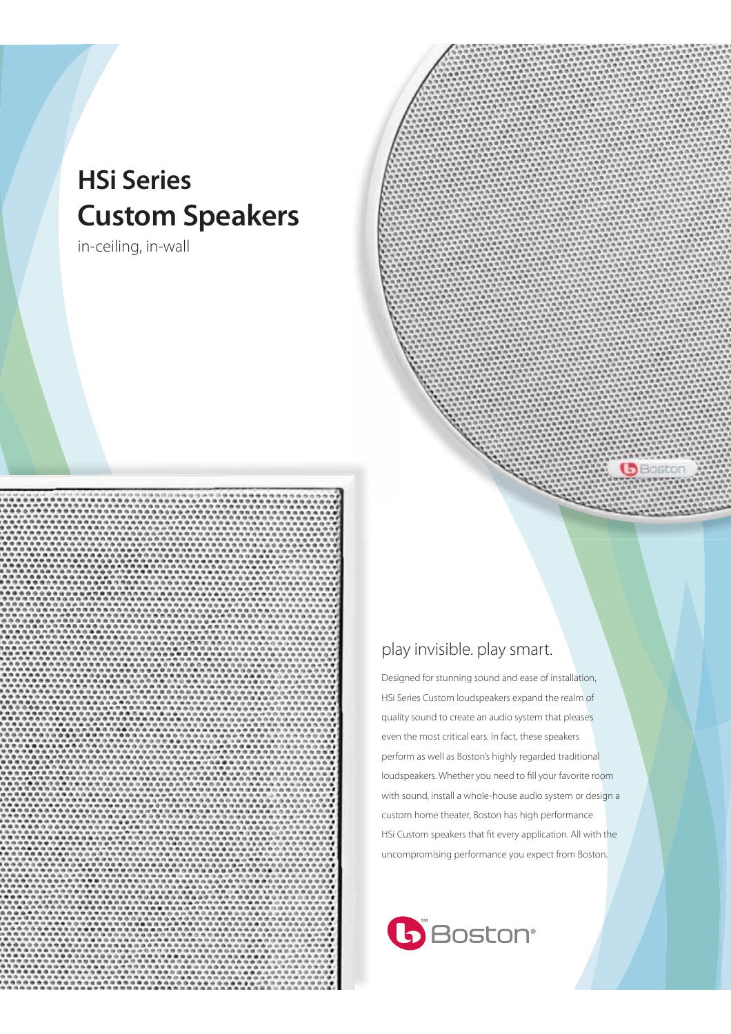# HSi Series Custom Speakers

in-ceiling, in-wall

## play invisible. play smart.

Designed for stunning sound and ease of installation, HSi Series Custom loudspeakers expand the realm of quality sound to create an audio system that pleases even the most critical ears. In fact, these speakers perform as well as Boston's highly regarded traditional loudspeakers. Whether you need to fill your favorite room with sound, install a whole-house audio system or design a custom home theater, Boston has high performance HSi Custom speakers that fit every application. All with the uncompromising performance you expect from Boston.

Boston®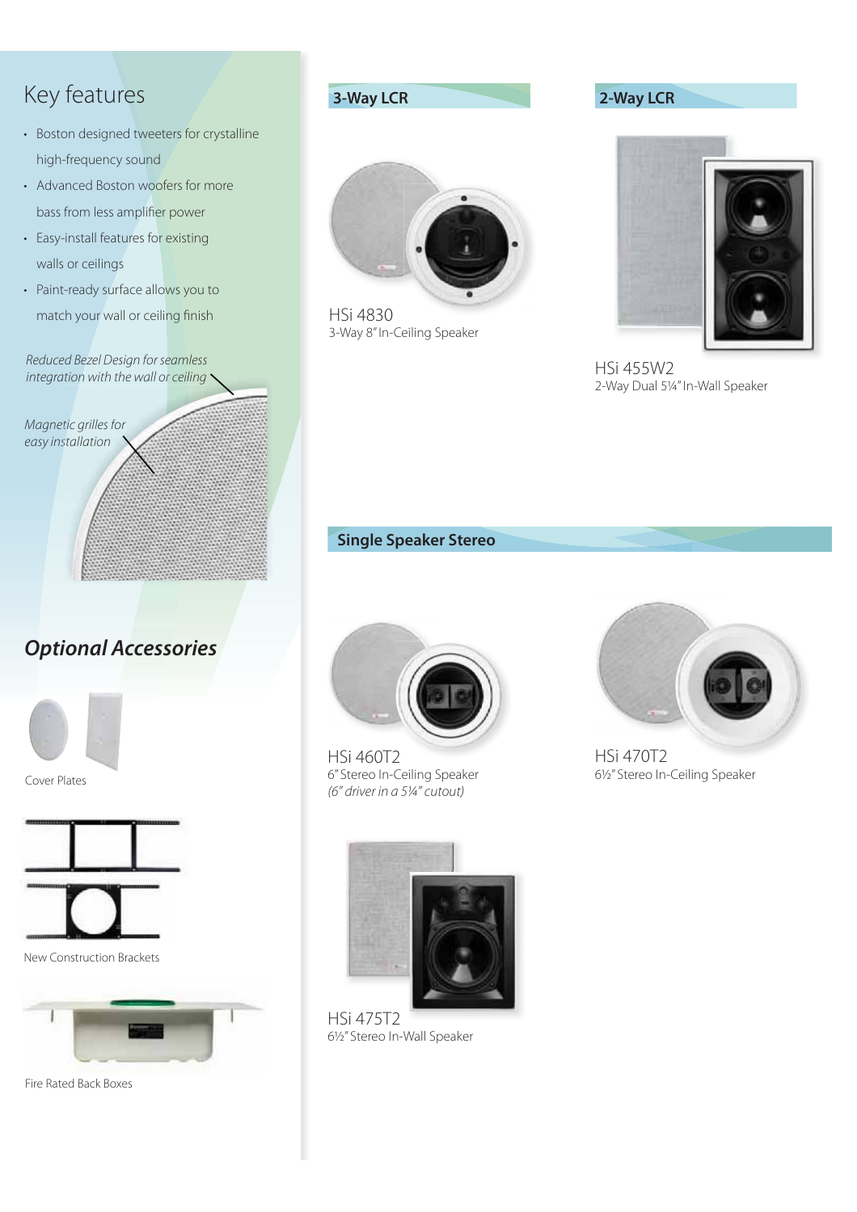## Key features

- Boston designed tweeters for crystalline high-frequency sound
- Advanced Boston woofers for more bass from less amplifier power
- Easy-install features for existing walls or ceilings
- Paint-ready surface allows you to match your wall or ceiling finish

*Reduced Bezel Design for seamless integration with the wall or ceiling*

*Magnetic grilles for easy installation*

## *Optional Accessories*

Cover Plates

New Construction Brackets

Fire Rated Back Boxes

### 3-Way LCR

HSi 4830
3-Way 8" In-Ceiling Speaker

### 2-Way LCR

HSi 455W2
2-Way Dual 5¼" In-Wall Speaker

### Single Speaker Stereo

HSi 460T2
6" Stereo In-Ceiling Speaker
*(6" driver in a 5¼" cutout)*

HSi 470T2
6½" Stereo In-Ceiling Speaker

HSi 475T2
6½" Stereo In-Wall Speaker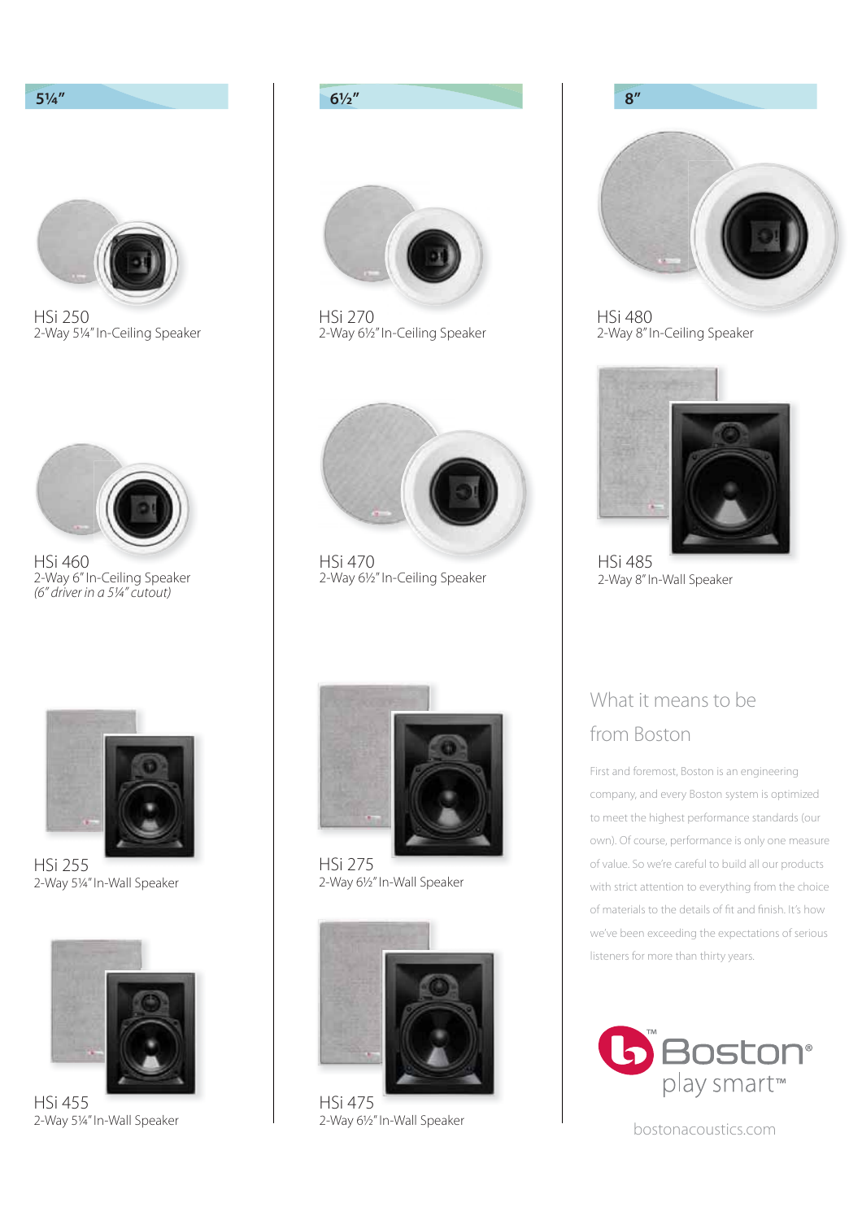## 5¼"

HSi 250
2-Way 5¼" In-Ceiling Speaker

HSi 460
2-Way 6" In-Ceiling Speaker
*(6" driver in a 5¼" cutout)*

HSi 255
2-Way 5¼" In-Wall Speaker

HSi 455
2-Way 5¼" In-Wall Speaker

## 6½"

HSi 270
2-Way 6½" In-Ceiling Speaker

HSi 470
2-Way 6½" In-Ceiling Speaker

HSi 275
2-Way 6½" In-Wall Speaker

HSi 475
2-Way 6½" In-Wall Speaker

## 8"

HSi 480
2-Way 8" In-Ceiling Speaker

HSi 485
2-Way 8" In-Wall Speaker

## What it means to be from Boston

First and foremost, Boston is an engineering company, and every Boston system is optimized to meet the highest performance standards (our own). Of course, performance is only one measure of value. So we're careful to build all our products with strict attention to everything from the choice of materials to the details of fit and finish. It's how we've been exceeding the expectations of serious listeners for more than thirty years.

Boston® play smart™

bostonacoustics.com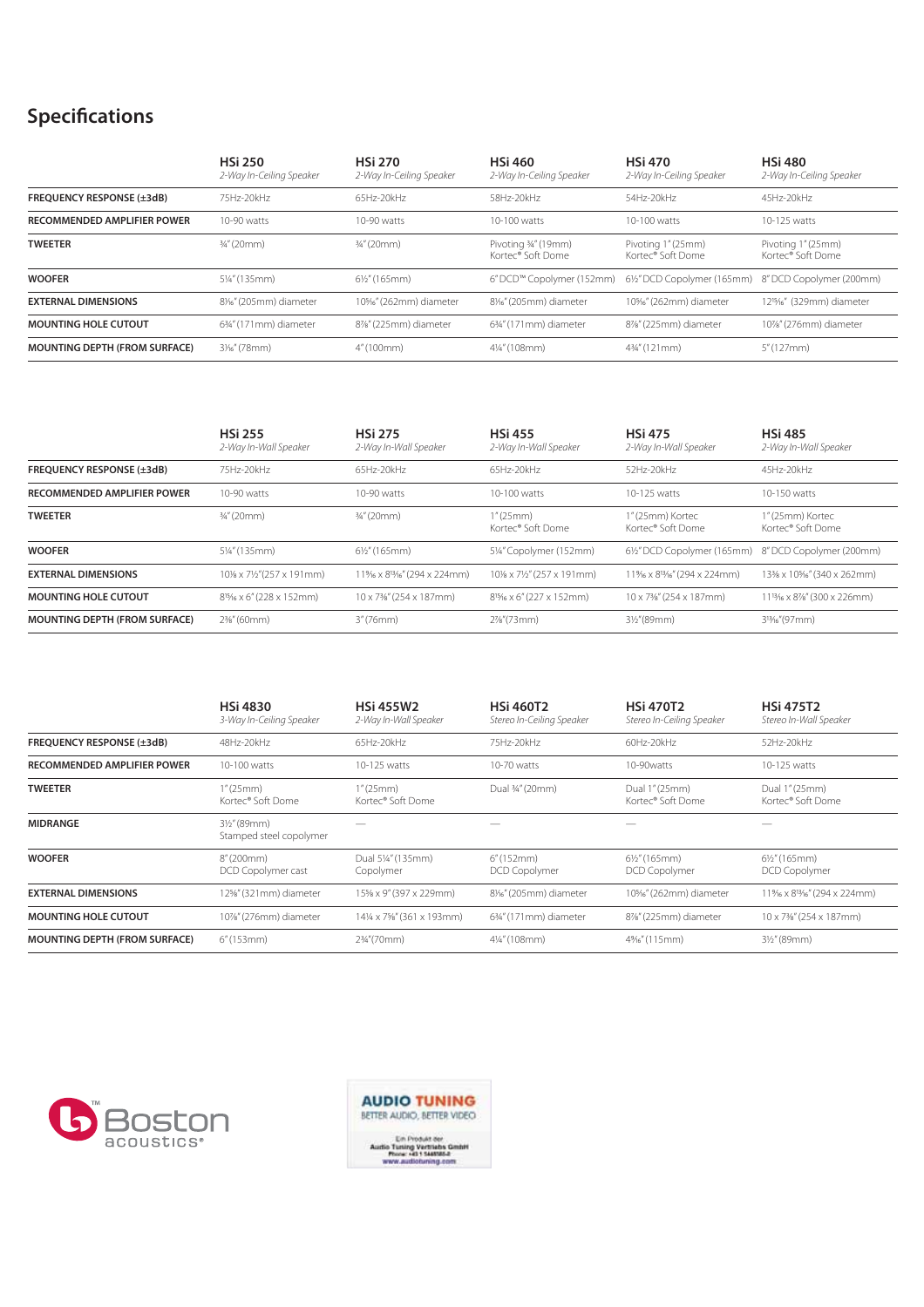## Specifications

| | **HSi 250**<br>*2-Way In-Ceiling Speaker* | **HSi 270**<br>*2-Way In-Ceiling Speaker* | **HSi 460**<br>*2-Way In-Ceiling Speaker* | **HSi 470**<br>*2-Way In-Ceiling Speaker* | **HSi 480**<br>*2-Way In-Ceiling Speaker* |
|---|---|---|---|---|---|
| **FREQUENCY RESPONSE (±3dB)** | 75Hz-20kHz | 65Hz-20kHz | 58Hz-20kHz | 54Hz-20kHz | 45Hz-20kHz |
| **RECOMMENDED AMPLIFIER POWER** | 10-90 watts | 10-90 watts | 10-100 watts | 10-100 watts | 10-125 watts |
| **TWEETER** | ¾" (20mm) | ¾" (20mm) | Pivoting ¾" (19mm) Kortec® Soft Dome | Pivoting 1" (25mm) Kortec® Soft Dome | Pivoting 1" (25mm) Kortec® Soft Dome |
| **WOOFER** | 5¼" (135mm) | 6½" (165mm) | 6" DCD™ Copolymer (152mm) | 6½" DCD Copolymer (165mm) | 8" DCD Copolymer (200mm) |
| **EXTERNAL DIMENSIONS** | 8¹⁄₁₆" (205mm) diameter | 10⁵⁄₁₆" (262mm) diameter | 8¹⁄₁₆" (205mm) diameter | 10⁵⁄₁₆" (262mm) diameter | 12¹⁵⁄₁₆" (329mm) diameter |
| **MOUNTING HOLE CUTOUT** | 6¾" (171mm) diameter | 8⅞" (225mm) diameter | 6¾" (171mm) diameter | 8⅞" (225mm) diameter | 10⅞" (276mm) diameter |
| **MOUNTING DEPTH (FROM SURFACE)** | 3¹⁄₁₆" (78mm) | 4" (100mm) | 4¼" (108mm) | 4¾" (121mm) | 5" (127mm) |

| | **HSi 255**<br>*2-Way In-Wall Speaker* | **HSi 275**<br>*2-Way In-Wall Speaker* | **HSi 455**<br>*2-Way In-Wall Speaker* | **HSi 475**<br>*2-Way In-Wall Speaker* | **HSi 485**<br>*2-Way In-Wall Speaker* |
|---|---|---|---|---|---|
| **FREQUENCY RESPONSE (±3dB)** | 75Hz-20kHz | 65Hz-20kHz | 65Hz-20kHz | 52Hz-20kHz | 45Hz-20kHz |
| **RECOMMENDED AMPLIFIER POWER** | 10-90 watts | 10-90 watts | 10-100 watts | 10-125 watts | 10-150 watts |
| **TWEETER** | ¾" (20mm) | ¾" (20mm) | 1" (25mm) Kortec® Soft Dome | 1" (25mm) Kortec Kortec® Soft Dome | 1" (25mm) Kortec Kortec® Soft Dome |
| **WOOFER** | 5¼" (135mm) | 6½" (165mm) | 5¼" Copolymer (152mm) | 6½" DCD Copolymer (165mm) | 8" DCD Copolymer (200mm) |
| **EXTERNAL DIMENSIONS** | 10⅛ x 7½" (257 x 191mm) | 11⁹⁄₁₆ x 8¹³⁄₁₆" (294 x 224mm) | 10⅛ x 7½" (257 x 191mm) | 11⁹⁄₁₆ x 8¹³⁄₁₆" (294 x 224mm) | 13⅜ x 10⁵⁄₁₆" (340 x 262mm) |
| **MOUNTING HOLE CUTOUT** | 8¹⁵⁄₁₆ x 6" (228 x 152mm) | 10 x 7⅜" (254 x 187mm) | 8¹⁵⁄₁₆ x 6" (227 x 152mm) | 10 x 7⅜" (254 x 187mm) | 11¹³⁄₁₆ x 8⅞" (300 x 226mm) |
| **MOUNTING DEPTH (FROM SURFACE)** | 2⅜" (60mm) | 3" (76mm) | 2⅞" (73mm) | 3½" (89mm) | 3¹³⁄₁₆" (97mm) |

| | **HSi 4830**<br>*3-Way In-Ceiling Speaker* | **HSi 455W2**<br>*2-Way In-Wall Speaker* | **HSi 460T2**<br>*Stereo In-Ceiling Speaker* | **HSi 470T2**<br>*Stereo In-Ceiling Speaker* | **HSi 475T2**<br>*Stereo In-Wall Speaker* |
|---|---|---|---|---|---|
| **FREQUENCY RESPONSE (±3dB)** | 48Hz-20kHz | 65Hz-20kHz | 75Hz-20kHz | 60Hz-20kHz | 52Hz-20kHz |
| **RECOMMENDED AMPLIFIER POWER** | 10-100 watts | 10-125 watts | 10-70 watts | 10-90watts | 10-125 watts |
| **TWEETER** | 1" (25mm) Kortec® Soft Dome | 1" (25mm) Kortec® Soft Dome | Dual ¾" (20mm) | Dual 1" (25mm) Kortec® Soft Dome | Dual 1" (25mm) Kortec® Soft Dome |
| **MIDRANGE** | 3½" (89mm) Stamped steel copolymer | — | — | — | — |
| **WOOFER** | 8" (200mm) DCD Copolymer cast | Dual 5¼" (135mm) Copolymer | 6" (152mm) DCD Copolymer | 6½" (165mm) DCD Copolymer | 6½" (165mm) DCD Copolymer |
| **EXTERNAL DIMENSIONS** | 12⅝" (321mm) diameter | 15⅝ x 9" (397 x 229mm) | 8¹⁄₁₆" (205mm) diameter | 10⁵⁄₁₆" (262mm) diameter | 11⁹⁄₁₆ x 8¹³⁄₁₆" (294 x 224mm) |
| **MOUNTING HOLE CUTOUT** | 10⅞" (276mm) diameter | 14¼ x 7⅝" (361 x 193mm) | 6¾" (171mm) diameter | 8⅞" (225mm) diameter | 10 x 7⅜" (254 x 187mm) |
| **MOUNTING DEPTH (FROM SURFACE)** | 6" (153mm) | 2¾" (70mm) | 4¼" (108mm) | 4⁹⁄₁₆" (115mm) | 3½" (89mm) |

Boston acoustics®

AUDIO TUNING
BETTER AUDIO, BETTER VIDEO
Ein Produkt der
Audio Tuning Vertriebs GmbH
Phone: +43 1 5448580-0
www.audiotuning.com